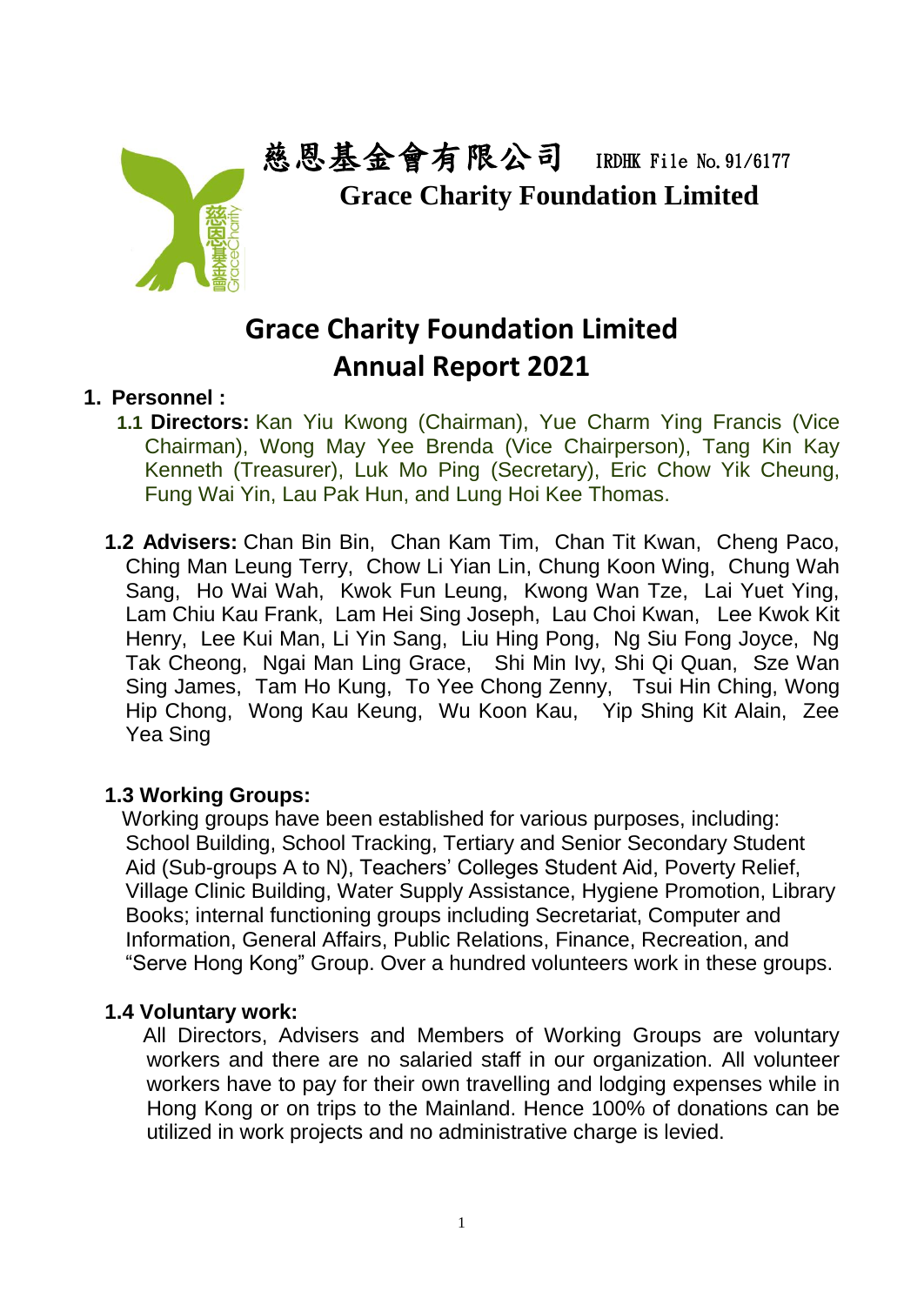慈恩基金會有限公司 IRDHK File No.91/6177

**Grace Charity Foundation Limited**

# Grace Charity Foundation Limited
# Annual Report 2021

## 1. Personnel :

**1.1 Directors:** Kan Yiu Kwong (Chairman), Yue Charm Ying Francis (Vice Chairman), Wong May Yee Brenda (Vice Chairperson), Tang Kin Kay Kenneth (Treasurer), Luk Mo Ping (Secretary), Eric Chow Yik Cheung, Fung Wai Yin, Lau Pak Hun, and Lung Hoi Kee Thomas.

**1.2 Advisers:** Chan Bin Bin, Chan Kam Tim, Chan Tit Kwan, Cheng Paco, Ching Man Leung Terry, Chow Li Yian Lin, Chung Koon Wing, Chung Wah Sang, Ho Wai Wah, Kwok Fun Leung, Kwong Wan Tze, Lai Yuet Ying, Lam Chiu Kau Frank, Lam Hei Sing Joseph, Lau Choi Kwan, Lee Kwok Kit Henry, Lee Kui Man, Li Yin Sang, Liu Hing Pong, Ng Siu Fong Joyce, Ng Tak Cheong, Ngai Man Ling Grace, Shi Min Ivy, Shi Qi Quan, Sze Wan Sing James, Tam Ho Kung, To Yee Chong Zenny, Tsui Hin Ching, Wong Hip Chong, Wong Kau Keung, Wu Koon Kau, Yip Shing Kit Alain, Zee Yea Sing

**1.3 Working Groups:**

Working groups have been established for various purposes, including: School Building, School Tracking, Tertiary and Senior Secondary Student Aid (Sub-groups A to N), Teachers' Colleges Student Aid, Poverty Relief, Village Clinic Building, Water Supply Assistance, Hygiene Promotion, Library Books; internal functioning groups including Secretariat, Computer and Information, General Affairs, Public Relations, Finance, Recreation, and "Serve Hong Kong" Group. Over a hundred volunteers work in these groups.

**1.4 Voluntary work:**

All Directors, Advisers and Members of Working Groups are voluntary workers and there are no salaried staff in our organization. All volunteer workers have to pay for their own travelling and lodging expenses while in Hong Kong or on trips to the Mainland. Hence 100% of donations can be utilized in work projects and no administrative charge is levied.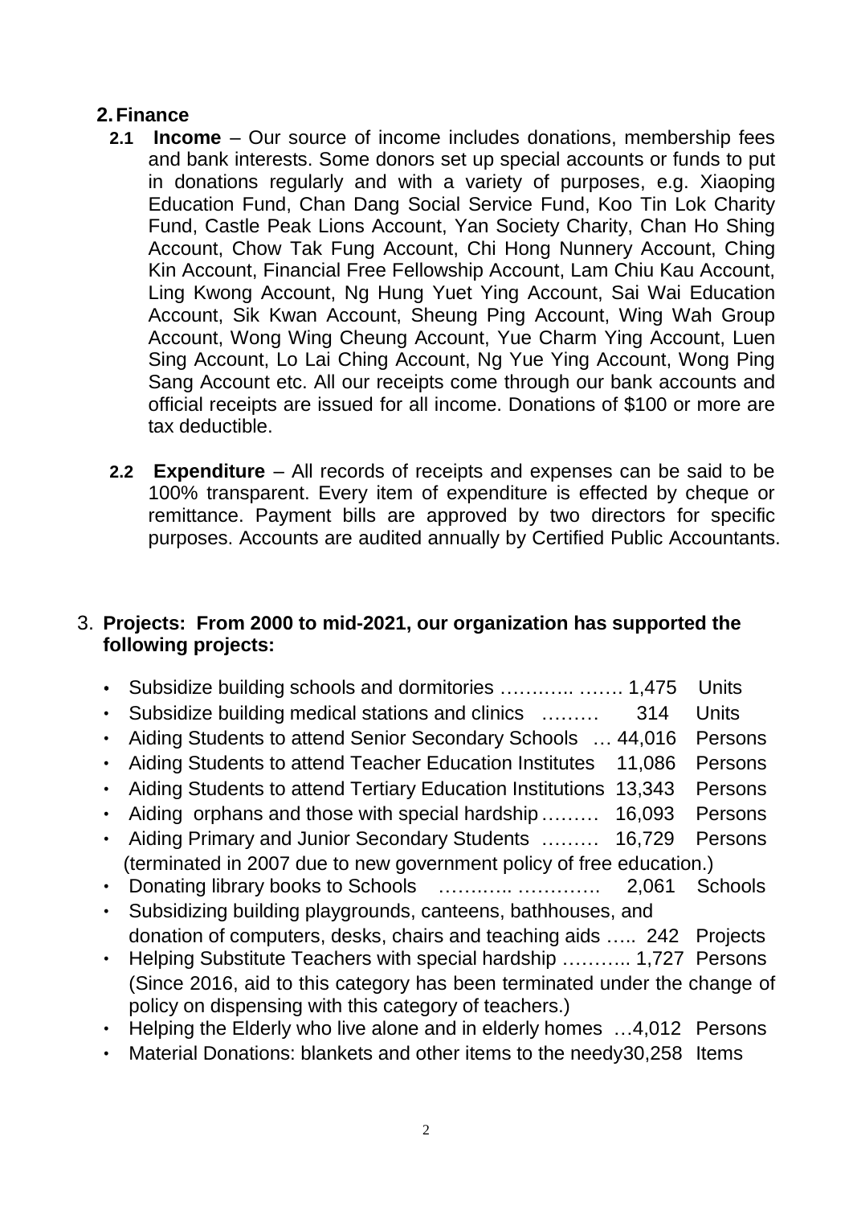## 2. Finance

**2.1 Income** – Our source of income includes donations, membership fees and bank interests. Some donors set up special accounts or funds to put in donations regularly and with a variety of purposes, e.g. Xiaoping Education Fund, Chan Dang Social Service Fund, Koo Tin Lok Charity Fund, Castle Peak Lions Account, Yan Society Charity, Chan Ho Shing Account, Chow Tak Fung Account, Chi Hong Nunnery Account, Ching Kin Account, Financial Free Fellowship Account, Lam Chiu Kau Account, Ling Kwong Account, Ng Hung Yuet Ying Account, Sai Wai Education Account, Sik Kwan Account, Sheung Ping Account, Wing Wah Group Account, Wong Wing Cheung Account, Yue Charm Ying Account, Luen Sing Account, Lo Lai Ching Account, Ng Yue Ying Account, Wong Ping Sang Account etc. All our receipts come through our bank accounts and official receipts are issued for all income. Donations of $100 or more are tax deductible.

**2.2 Expenditure** – All records of receipts and expenses can be said to be 100% transparent. Every item of expenditure is effected by cheque or remittance. Payment bills are approved by two directors for specific purposes. Accounts are audited annually by Certified Public Accountants.

## 3. Projects: From 2000 to mid-2021, our organization has supported the following projects:

- Subsidize building schools and dormitories ……….. ……. 1,475 Units
- Subsidize building medical stations and clinics ……… 314 Units
- Aiding Students to attend Senior Secondary Schools … 44,016 Persons
- Aiding Students to attend Teacher Education Institutes 11,086 Persons
- Aiding Students to attend Tertiary Education Institutions 13,343 Persons
- Aiding orphans and those with special hardship……… 16,093 Persons
- Aiding Primary and Junior Secondary Students ……… 16,729 Persons
  (terminated in 2007 due to new government policy of free education.)
- Donating library books to Schools ……….. …………. 2,061 Schools
- Subsidizing building playgrounds, canteens, bathhouses, and donation of computers, desks, chairs and teaching aids ….. 242 Projects
- Helping Substitute Teachers with special hardship ……….. 1,727 Persons
  (Since 2016, aid to this category has been terminated under the change of policy on dispensing with this category of teachers.)
- Helping the Elderly who live alone and in elderly homes …4,012 Persons
- Material Donations: blankets and other items to the needy30,258 Items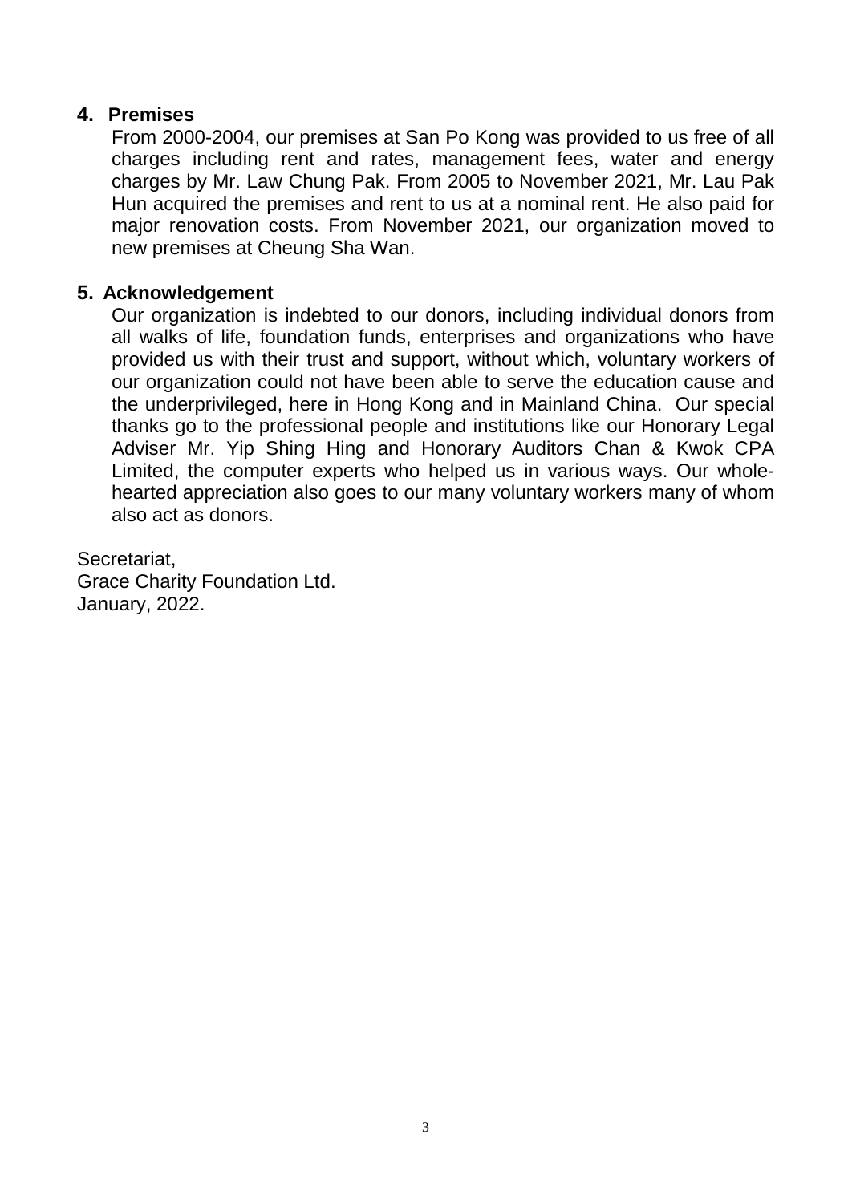## 4. Premises

From 2000-2004, our premises at San Po Kong was provided to us free of all charges including rent and rates, management fees, water and energy charges by Mr. Law Chung Pak. From 2005 to November 2021, Mr. Lau Pak Hun acquired the premises and rent to us at a nominal rent. He also paid for major renovation costs. From November 2021, our organization moved to new premises at Cheung Sha Wan.

## 5. Acknowledgement

Our organization is indebted to our donors, including individual donors from all walks of life, foundation funds, enterprises and organizations who have provided us with their trust and support, without which, voluntary workers of our organization could not have been able to serve the education cause and the underprivileged, here in Hong Kong and in Mainland China. Our special thanks go to the professional people and institutions like our Honorary Legal Adviser Mr. Yip Shing Hing and Honorary Auditors Chan & Kwok CPA Limited, the computer experts who helped us in various ways. Our whole-hearted appreciation also goes to our many voluntary workers many of whom also act as donors.

Secretariat,
Grace Charity Foundation Ltd.
January, 2022.